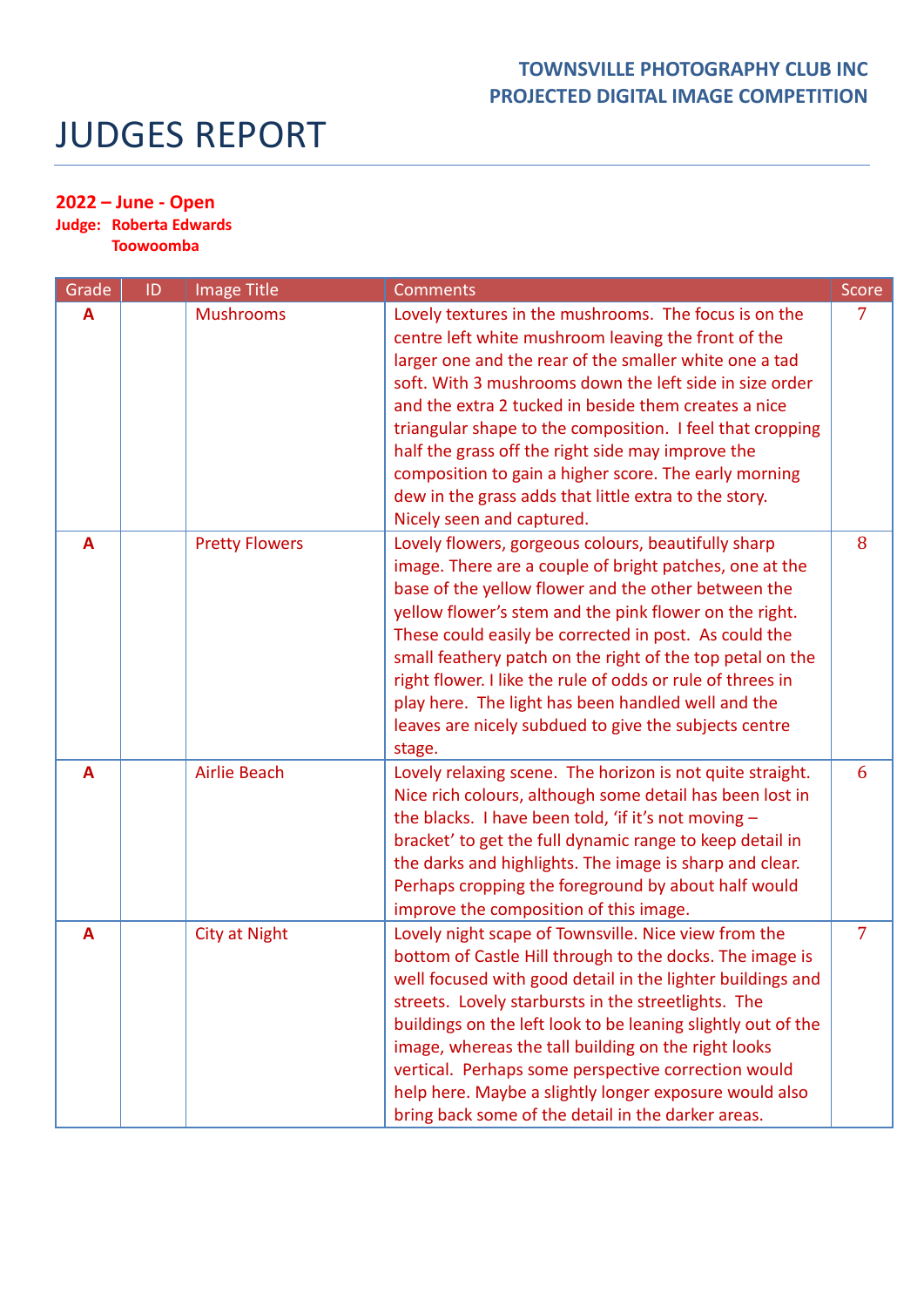**TOWNSVILLE PHOTOGRAPHY CLUB INC**
**PROJECTED DIGITAL IMAGE COMPETITION**

# JUDGES REPORT

**2022 – June - Open**
**Judge: Roberta Edwards**
**Toowoomba**

| Grade | ID | Image Title | Comments | Score |
|---|---|---|---|---|
| **A** | | Mushrooms | Lovely textures in the mushrooms. The focus is on the centre left white mushroom leaving the front of the larger one and the rear of the smaller white one a tad soft. With 3 mushrooms down the left side in size order and the extra 2 tucked in beside them creates a nice triangular shape to the composition. I feel that cropping half the grass off the right side may improve the composition to gain a higher score. The early morning dew in the grass adds that little extra to the story. Nicely seen and captured. | 7 |
| **A** | | Pretty Flowers | Lovely flowers, gorgeous colours, beautifully sharp image. There are a couple of bright patches, one at the base of the yellow flower and the other between the yellow flower's stem and the pink flower on the right. These could easily be corrected in post. As could the small feathery patch on the right of the top petal on the right flower. I like the rule of odds or rule of threes in play here. The light has been handled well and the leaves are nicely subdued to give the subjects centre stage. | 8 |
| **A** | | Airlie Beach | Lovely relaxing scene. The horizon is not quite straight. Nice rich colours, although some detail has been lost in the blacks. I have been told, 'if it's not moving – bracket' to get the full dynamic range to keep detail in the darks and highlights. The image is sharp and clear. Perhaps cropping the foreground by about half would improve the composition of this image. | 6 |
| **A** | | City at Night | Lovely night scape of Townsville. Nice view from the bottom of Castle Hill through to the docks. The image is well focused with good detail in the lighter buildings and streets. Lovely starbursts in the streetlights. The buildings on the left look to be leaning slightly out of the image, whereas the tall building on the right looks vertical. Perhaps some perspective correction would help here. Maybe a slightly longer exposure would also bring back some of the detail in the darker areas. | 7 |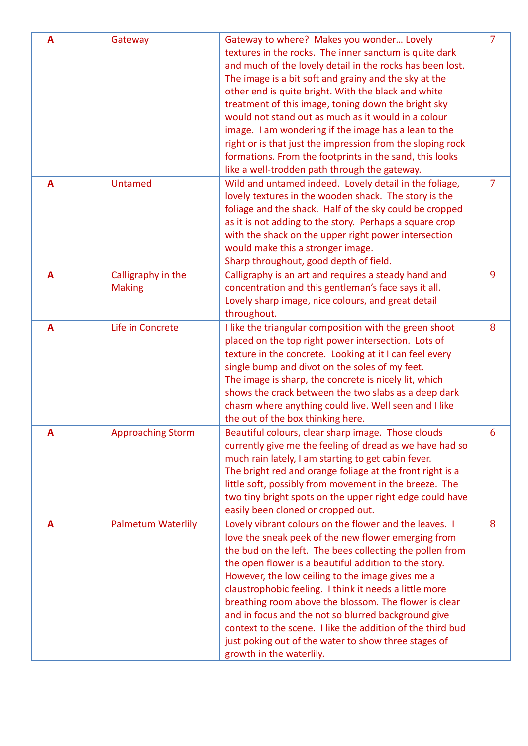| | | | | |
|---|---|---|---|---|
| A | | Gateway | Gateway to where? Makes you wonder… Lovely textures in the rocks. The inner sanctum is quite dark and much of the lovely detail in the rocks has been lost. The image is a bit soft and grainy and the sky at the other end is quite bright. With the black and white treatment of this image, toning down the bright sky would not stand out as much as it would in a colour image. I am wondering if the image has a lean to the right or is that just the impression from the sloping rock formations. From the footprints in the sand, this looks like a well-trodden path through the gateway. | 7 |
| A | | Untamed | Wild and untamed indeed. Lovely detail in the foliage, lovely textures in the wooden shack. The story is the foliage and the shack. Half of the sky could be cropped as it is not adding to the story. Perhaps a square crop with the shack on the upper right power intersection would make this a stronger image.<br>Sharp throughout, good depth of field. | 7 |
| A | | Calligraphy in the Making | Calligraphy is an art and requires a steady hand and concentration and this gentleman's face says it all. Lovely sharp image, nice colours, and great detail throughout. | 9 |
| A | | Life in Concrete | I like the triangular composition with the green shoot placed on the top right power intersection. Lots of texture in the concrete. Looking at it I can feel every single bump and divot on the soles of my feet.<br>The image is sharp, the concrete is nicely lit, which shows the crack between the two slabs as a deep dark chasm where anything could live. Well seen and I like the out of the box thinking here. | 8 |
| A | | Approaching Storm | Beautiful colours, clear sharp image. Those clouds currently give me the feeling of dread as we have had so much rain lately, I am starting to get cabin fever.<br>The bright red and orange foliage at the front right is a little soft, possibly from movement in the breeze. The two tiny bright spots on the upper right edge could have easily been cloned or cropped out. | 6 |
| A | | Palmetum Waterlily | Lovely vibrant colours on the flower and the leaves. I love the sneak peek of the new flower emerging from the bud on the left. The bees collecting the pollen from the open flower is a beautiful addition to the story. However, the low ceiling to the image gives me a claustrophobic feeling. I think it needs a little more breathing room above the blossom. The flower is clear and in focus and the not so blurred background give context to the scene. I like the addition of the third bud just poking out of the water to show three stages of growth in the waterlily. | 8 |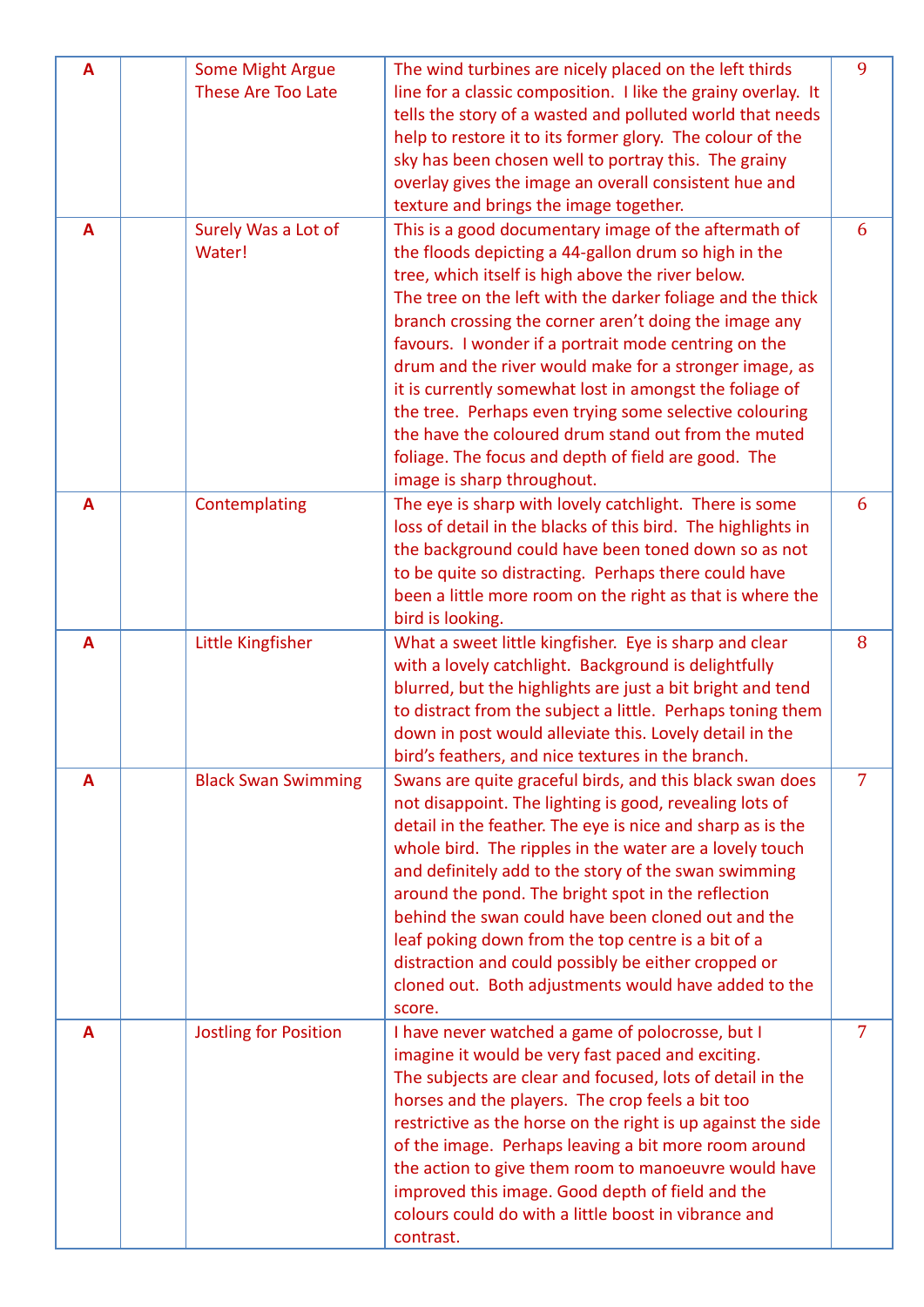| A | | Some Might Argue These Are Too Late | The wind turbines are nicely placed on the left thirds line for a classic composition. I like the grainy overlay. It tells the story of a wasted and polluted world that needs help to restore it to its former glory. The colour of the sky has been chosen well to portray this. The grainy overlay gives the image an overall consistent hue and texture and brings the image together. | 9 |
|---|---|---|---|---|
| A | | Surely Was a Lot of Water! | This is a good documentary image of the aftermath of the floods depicting a 44-gallon drum so high in the tree, which itself is high above the river below. The tree on the left with the darker foliage and the thick branch crossing the corner aren't doing the image any favours. I wonder if a portrait mode centring on the drum and the river would make for a stronger image, as it is currently somewhat lost in amongst the foliage of the tree. Perhaps even trying some selective colouring the have the coloured drum stand out from the muted foliage. The focus and depth of field are good. The image is sharp throughout. | 6 |
| A | | Contemplating | The eye is sharp with lovely catchlight. There is some loss of detail in the blacks of this bird. The highlights in the background could have been toned down so as not to be quite so distracting. Perhaps there could have been a little more room on the right as that is where the bird is looking. | 6 |
| A | | Little Kingfisher | What a sweet little kingfisher. Eye is sharp and clear with a lovely catchlight. Background is delightfully blurred, but the highlights are just a bit bright and tend to distract from the subject a little. Perhaps toning them down in post would alleviate this. Lovely detail in the bird's feathers, and nice textures in the branch. | 8 |
| A | | Black Swan Swimming | Swans are quite graceful birds, and this black swan does not disappoint. The lighting is good, revealing lots of detail in the feather. The eye is nice and sharp as is the whole bird. The ripples in the water are a lovely touch and definitely add to the story of the swan swimming around the pond. The bright spot in the reflection behind the swan could have been cloned out and the leaf poking down from the top centre is a bit of a distraction and could possibly be either cropped or cloned out. Both adjustments would have added to the score. | 7 |
| A | | Jostling for Position | I have never watched a game of polocrosse, but I imagine it would be very fast paced and exciting. The subjects are clear and focused, lots of detail in the horses and the players. The crop feels a bit too restrictive as the horse on the right is up against the side of the image. Perhaps leaving a bit more room around the action to give them room to manoeuvre would have improved this image. Good depth of field and the colours could do with a little boost in vibrance and contrast. | 7 |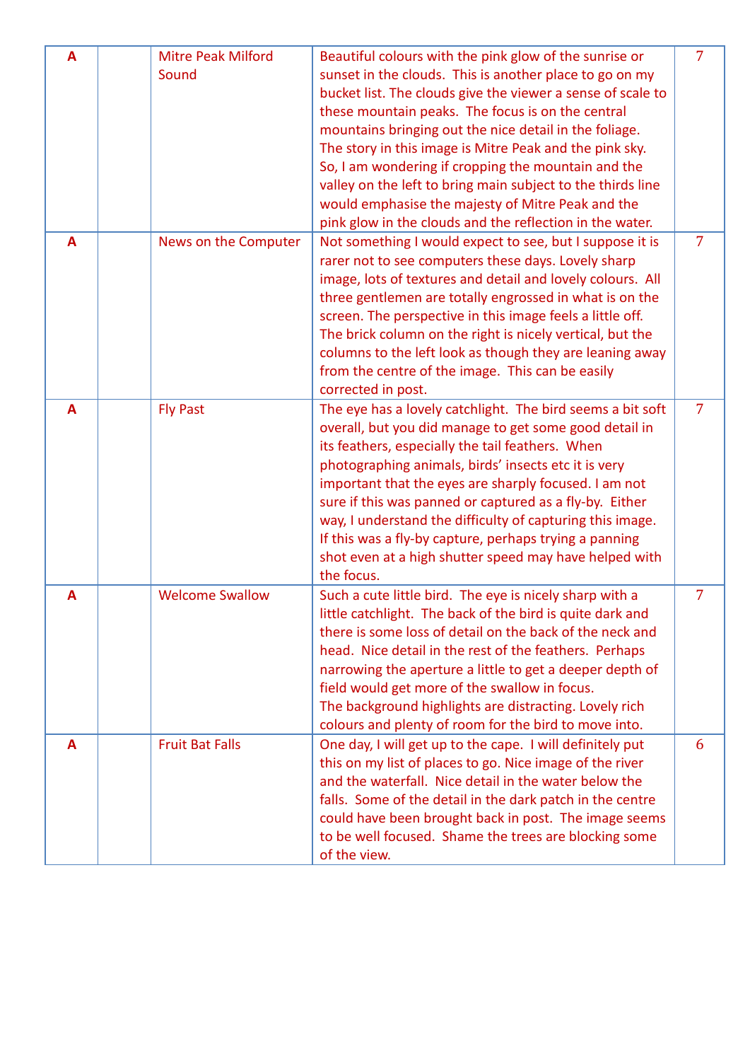| | | | | |
|---|---|---|---|---|
| A | | Mitre Peak Milford Sound | Beautiful colours with the pink glow of the sunrise or sunset in the clouds. This is another place to go on my bucket list. The clouds give the viewer a sense of scale to these mountain peaks. The focus is on the central mountains bringing out the nice detail in the foliage. The story in this image is Mitre Peak and the pink sky. So, I am wondering if cropping the mountain and the valley on the left to bring main subject to the thirds line would emphasise the majesty of Mitre Peak and the pink glow in the clouds and the reflection in the water. | 7 |
| A | | News on the Computer | Not something I would expect to see, but I suppose it is rarer not to see computers these days. Lovely sharp image, lots of textures and detail and lovely colours. All three gentlemen are totally engrossed in what is on the screen. The perspective in this image feels a little off. The brick column on the right is nicely vertical, but the columns to the left look as though they are leaning away from the centre of the image. This can be easily corrected in post. | 7 |
| A | | Fly Past | The eye has a lovely catchlight. The bird seems a bit soft overall, but you did manage to get some good detail in its feathers, especially the tail feathers. When photographing animals, birds' insects etc it is very important that the eyes are sharply focused. I am not sure if this was panned or captured as a fly-by. Either way, I understand the difficulty of capturing this image. If this was a fly-by capture, perhaps trying a panning shot even at a high shutter speed may have helped with the focus. | 7 |
| A | | Welcome Swallow | Such a cute little bird. The eye is nicely sharp with a little catchlight. The back of the bird is quite dark and there is some loss of detail on the back of the neck and head. Nice detail in the rest of the feathers. Perhaps narrowing the aperture a little to get a deeper depth of field would get more of the swallow in focus. The background highlights are distracting. Lovely rich colours and plenty of room for the bird to move into. | 7 |
| A | | Fruit Bat Falls | One day, I will get up to the cape. I will definitely put this on my list of places to go. Nice image of the river and the waterfall. Nice detail in the water below the falls. Some of the detail in the dark patch in the centre could have been brought back in post. The image seems to be well focused. Shame the trees are blocking some of the view. | 6 |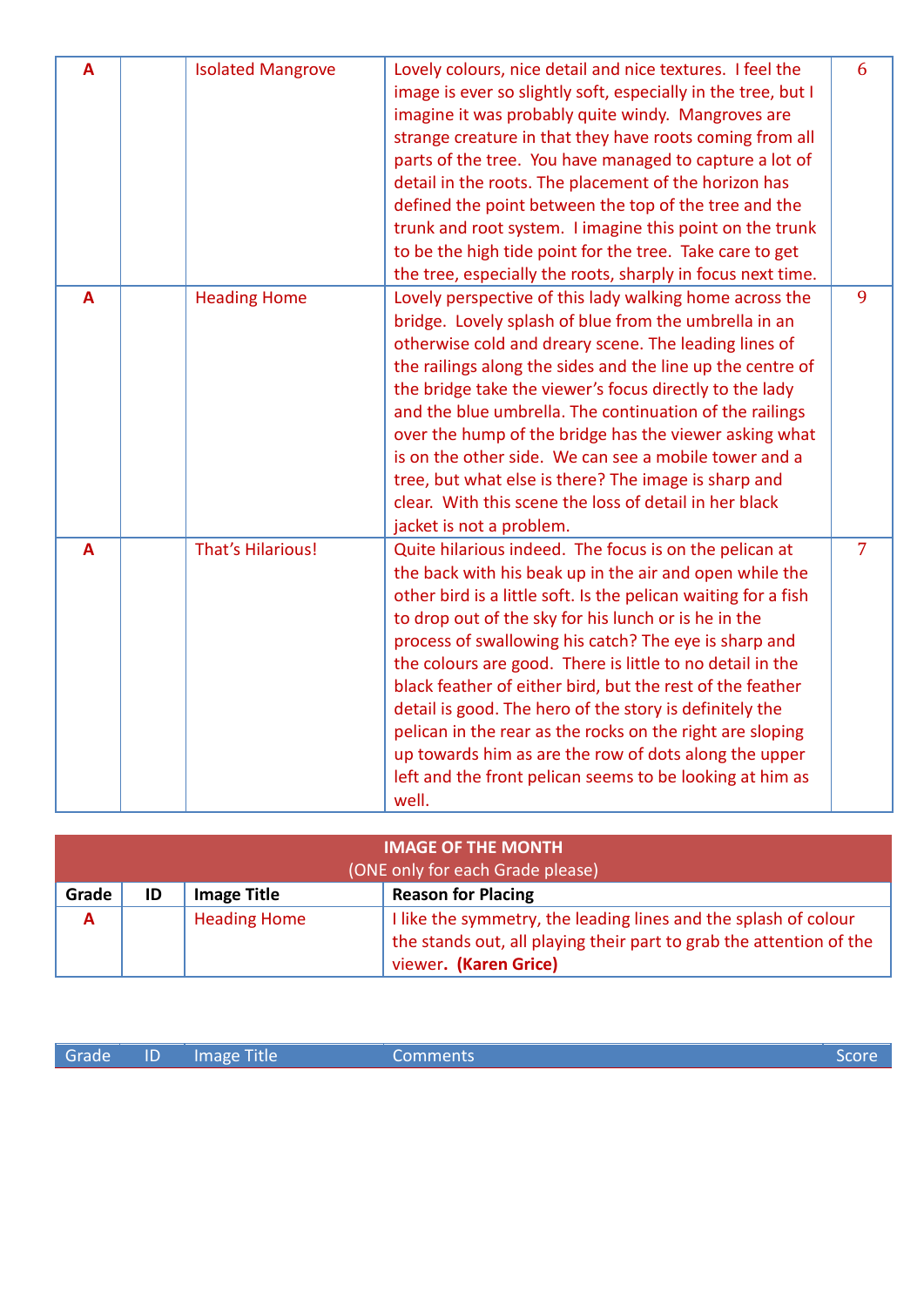| Grade | ID | Image Title | Comments | Score |
|---|---|---|---|---|
| **A** | | Isolated Mangrove | Lovely colours, nice detail and nice textures. I feel the image is ever so slightly soft, especially in the tree, but I imagine it was probably quite windy. Mangroves are strange creature in that they have roots coming from all parts of the tree. You have managed to capture a lot of detail in the roots. The placement of the horizon has defined the point between the top of the tree and the trunk and root system. I imagine this point on the trunk to be the high tide point for the tree. Take care to get the tree, especially the roots, sharply in focus next time. | 6 |
| **A** | | Heading Home | Lovely perspective of this lady walking home across the bridge. Lovely splash of blue from the umbrella in an otherwise cold and dreary scene. The leading lines of the railings along the sides and the line up the centre of the bridge take the viewer's focus directly to the lady and the blue umbrella. The continuation of the railings over the hump of the bridge has the viewer asking what is on the other side. We can see a mobile tower and a tree, but what else is there? The image is sharp and clear. With this scene the loss of detail in her black jacket is not a problem. | 9 |
| **A** | | That's Hilarious! | Quite hilarious indeed. The focus is on the pelican at the back with his beak up in the air and open while the other bird is a little soft. Is the pelican waiting for a fish to drop out of the sky for his lunch or is he in the process of swallowing his catch? The eye is sharp and the colours are good. There is little to no detail in the black feather of either bird, but the rest of the feather detail is good. The hero of the story is definitely the pelican in the rear as the rocks on the right are sloping up towards him as are the row of dots along the upper left and the front pelican seems to be looking at him as well. | 7 |

**IMAGE OF THE MONTH**
(ONE only for each Grade please)

| Grade | ID | Image Title | Reason for Placing |
|---|---|---|---|
| **A** | | Heading Home | I like the symmetry, the leading lines and the splash of colour the stands out, all playing their part to grab the attention of the viewer. **(Karen Grice)** |

| Grade | ID | Image Title | Comments | Score |
|---|---|---|---|---|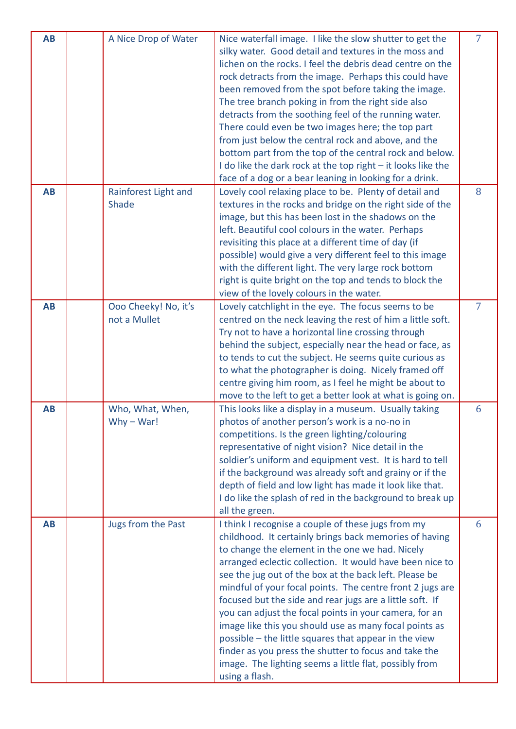| | | | | |
|---|---|---|---|---|
| **AB** | | A Nice Drop of Water | Nice waterfall image. I like the slow shutter to get the silky water. Good detail and textures in the moss and lichen on the rocks. I feel the debris dead centre on the rock detracts from the image. Perhaps this could have been removed from the spot before taking the image. The tree branch poking in from the right side also detracts from the soothing feel of the running water. There could even be two images here; the top part from just below the central rock and above, and the bottom part from the top of the central rock and below. I do like the dark rock at the top right – it looks like the face of a dog or a bear leaning in looking for a drink. | 7 |
| **AB** | | Rainforest Light and Shade | Lovely cool relaxing place to be. Plenty of detail and textures in the rocks and bridge on the right side of the image, but this has been lost in the shadows on the left. Beautiful cool colours in the water. Perhaps revisiting this place at a different time of day (if possible) would give a very different feel to this image with the different light. The very large rock bottom right is quite bright on the top and tends to block the view of the lovely colours in the water. | 8 |
| **AB** | | Ooo Cheeky! No, it's not a Mullet | Lovely catchlight in the eye. The focus seems to be centred on the neck leaving the rest of him a little soft. Try not to have a horizontal line crossing through behind the subject, especially near the head or face, as to tends to cut the subject. He seems quite curious as to what the photographer is doing. Nicely framed off centre giving him room, as I feel he might be about to move to the left to get a better look at what is going on. | 7 |
| **AB** | | Who, What, When, Why – War! | This looks like a display in a museum. Usually taking photos of another person's work is a no-no in competitions. Is the green lighting/colouring representative of night vision? Nice detail in the soldier's uniform and equipment vest. It is hard to tell if the background was already soft and grainy or if the depth of field and low light has made it look like that. I do like the splash of red in the background to break up all the green. | 6 |
| **AB** | | Jugs from the Past | I think I recognise a couple of these jugs from my childhood. It certainly brings back memories of having to change the element in the one we had. Nicely arranged eclectic collection. It would have been nice to see the jug out of the box at the back left. Please be mindful of your focal points. The centre front 2 jugs are focused but the side and rear jugs are a little soft. If you can adjust the focal points in your camera, for an image like this you should use as many focal points as possible – the little squares that appear in the view finder as you press the shutter to focus and take the image. The lighting seems a little flat, possibly from using a flash. | 6 |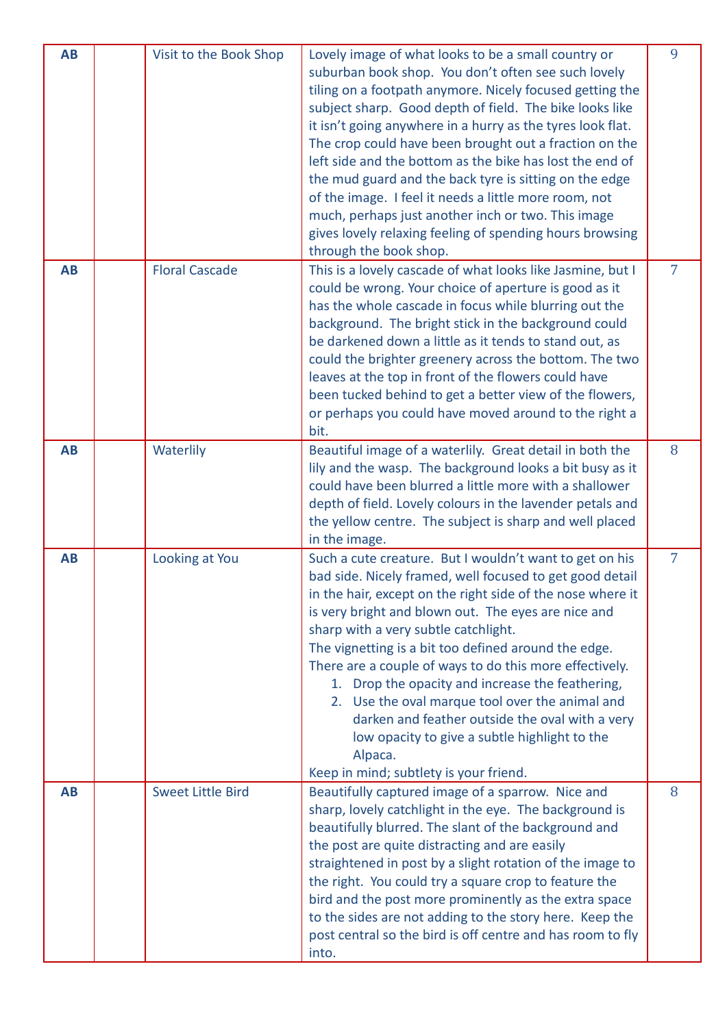| | | | | |
|---|---|---|---|---|
| **AB** | | Visit to the Book Shop | Lovely image of what looks to be a small country or suburban book shop. You don't often see such lovely tiling on a footpath anymore. Nicely focused getting the subject sharp. Good depth of field. The bike looks like it isn't going anywhere in a hurry as the tyres look flat. The crop could have been brought out a fraction on the left side and the bottom as the bike has lost the end of the mud guard and the back tyre is sitting on the edge of the image. I feel it needs a little more room, not much, perhaps just another inch or two. This image gives lovely relaxing feeling of spending hours browsing through the book shop. | 9 |
| **AB** | | Floral Cascade | This is a lovely cascade of what looks like Jasmine, but I could be wrong. Your choice of aperture is good as it has the whole cascade in focus while blurring out the background. The bright stick in the background could be darkened down a little as it tends to stand out, as could the brighter greenery across the bottom. The two leaves at the top in front of the flowers could have been tucked behind to get a better view of the flowers, or perhaps you could have moved around to the right a bit. | 7 |
| **AB** | | Waterlily | Beautiful image of a waterlily. Great detail in both the lily and the wasp. The background looks a bit busy as it could have been blurred a little more with a shallower depth of field. Lovely colours in the lavender petals and the yellow centre. The subject is sharp and well placed in the image. | 8 |
| **AB** | | Looking at You | Such a cute creature. But I wouldn't want to get on his bad side. Nicely framed, well focused to get good detail in the hair, except on the right side of the nose where it is very bright and blown out. The eyes are nice and sharp with a very subtle catchlight.<br>The vignetting is a bit too defined around the edge. There are a couple of ways to do this more effectively.<br>1. Drop the opacity and increase the feathering,<br>2. Use the oval marque tool over the animal and darken and feather outside the oval with a very low opacity to give a subtle highlight to the Alpaca.<br>Keep in mind; subtlety is your friend. | 7 |
| **AB** | | Sweet Little Bird | Beautifully captured image of a sparrow. Nice and sharp, lovely catchlight in the eye. The background is beautifully blurred. The slant of the background and the post are quite distracting and are easily straightened in post by a slight rotation of the image to the right. You could try a square crop to feature the bird and the post more prominently as the extra space to the sides are not adding to the story here. Keep the post central so the bird is off centre and has room to fly into. | 8 |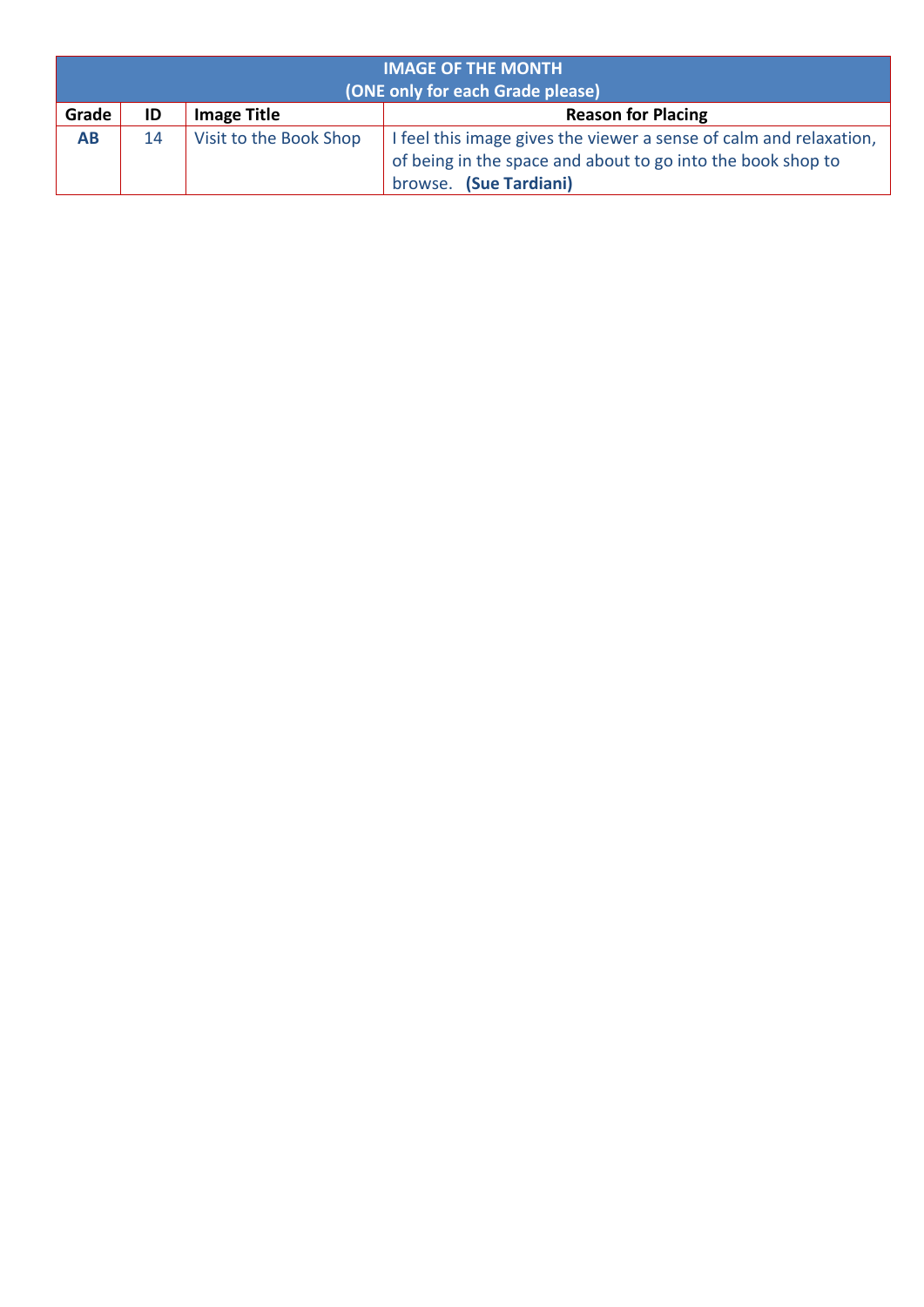| IMAGE OF THE MONTH (ONE only for each Grade please) | | | |
|---|---|---|---|
| **Grade** | **ID** | **Image Title** | **Reason for Placing** |
| **AB** | 14 | Visit to the Book Shop | I feel this image gives the viewer a sense of calm and relaxation, of being in the space and about to go into the book shop to browse. **(Sue Tardiani)** |